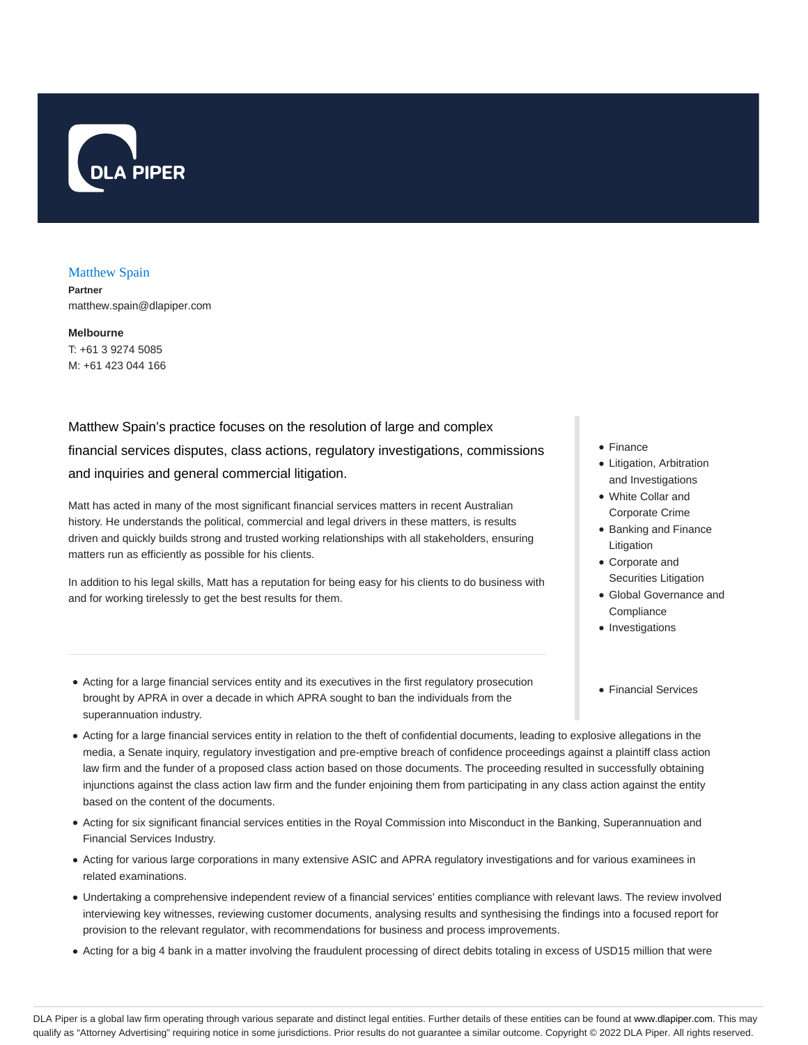## Matthew Spain

**Partner**
matthew.spain@dlapiper.com

**Melbourne**
T: +61 3 9274 5085
M: +61 423 044 166

Matthew Spain's practice focuses on the resolution of large and complex financial services disputes, class actions, regulatory investigations, commissions and inquiries and general commercial litigation.

Matt has acted in many of the most significant financial services matters in recent Australian history. He understands the political, commercial and legal drivers in these matters, is results driven and quickly builds strong and trusted working relationships with all stakeholders, ensuring matters run as efficiently as possible for his clients.

In addition to his legal skills, Matt has a reputation for being easy for his clients to do business with and for working tirelessly to get the best results for them.

- Finance
- Litigation, Arbitration and Investigations
- White Collar and Corporate Crime
- Banking and Finance Litigation
- Corporate and Securities Litigation
- Global Governance and Compliance
- Investigations

- Financial Services

---

- Acting for a large financial services entity and its executives in the first regulatory prosecution brought by APRA in over a decade in which APRA sought to ban the individuals from the superannuation industry.
- Acting for a large financial services entity in relation to the theft of confidential documents, leading to explosive allegations in the media, a Senate inquiry, regulatory investigation and pre-emptive breach of confidence proceedings against a plaintiff class action law firm and the funder of a proposed class action based on those documents. The proceeding resulted in successfully obtaining injunctions against the class action law firm and the funder enjoining them from participating in any class action against the entity based on the content of the documents.
- Acting for six significant financial services entities in the Royal Commission into Misconduct in the Banking, Superannuation and Financial Services Industry.
- Acting for various large corporations in many extensive ASIC and APRA regulatory investigations and for various examinees in related examinations.
- Undertaking a comprehensive independent review of a financial services' entities compliance with relevant laws. The review involved interviewing key witnesses, reviewing customer documents, analysing results and synthesising the findings into a focused report for provision to the relevant regulator, with recommendations for business and process improvements.
- Acting for a big 4 bank in a matter involving the fraudulent processing of direct debits totaling in excess of USD15 million that were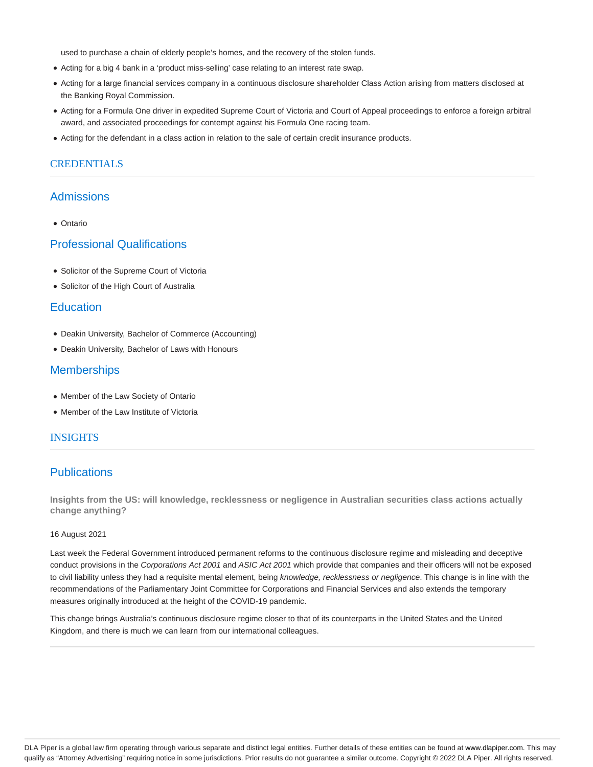used to purchase a chain of elderly people's homes, and the recovery of the stolen funds.

- Acting for a big 4 bank in a 'product miss-selling' case relating to an interest rate swap.
- Acting for a large financial services company in a continuous disclosure shareholder Class Action arising from matters disclosed at the Banking Royal Commission.
- Acting for a Formula One driver in expedited Supreme Court of Victoria and Court of Appeal proceedings to enforce a foreign arbitral award, and associated proceedings for contempt against his Formula One racing team.
- Acting for the defendant in a class action in relation to the sale of certain credit insurance products.

## CREDENTIALS

### Admissions

- Ontario

### Professional Qualifications

- Solicitor of the Supreme Court of Victoria
- Solicitor of the High Court of Australia

### Education

- Deakin University, Bachelor of Commerce (Accounting)
- Deakin University, Bachelor of Laws with Honours

### Memberships

- Member of the Law Society of Ontario
- Member of the Law Institute of Victoria

## INSIGHTS

### Publications

**Insights from the US: will knowledge, recklessness or negligence in Australian securities class actions actually change anything?**

16 August 2021

Last week the Federal Government introduced permanent reforms to the continuous disclosure regime and misleading and deceptive conduct provisions in the *Corporations Act 2001* and *ASIC Act 2001* which provide that companies and their officers will not be exposed to civil liability unless they had a requisite mental element, being *knowledge, recklessness or negligence*. This change is in line with the recommendations of the Parliamentary Joint Committee for Corporations and Financial Services and also extends the temporary measures originally introduced at the height of the COVID-19 pandemic.

This change brings Australia's continuous disclosure regime closer to that of its counterparts in the United States and the United Kingdom, and there is much we can learn from our international colleagues.

DLA Piper is a global law firm operating through various separate and distinct legal entities. Further details of these entities can be found at www.dlapiper.com. This may qualify as "Attorney Advertising" requiring notice in some jurisdictions. Prior results do not guarantee a similar outcome. Copyright © 2022 DLA Piper. All rights reserved.